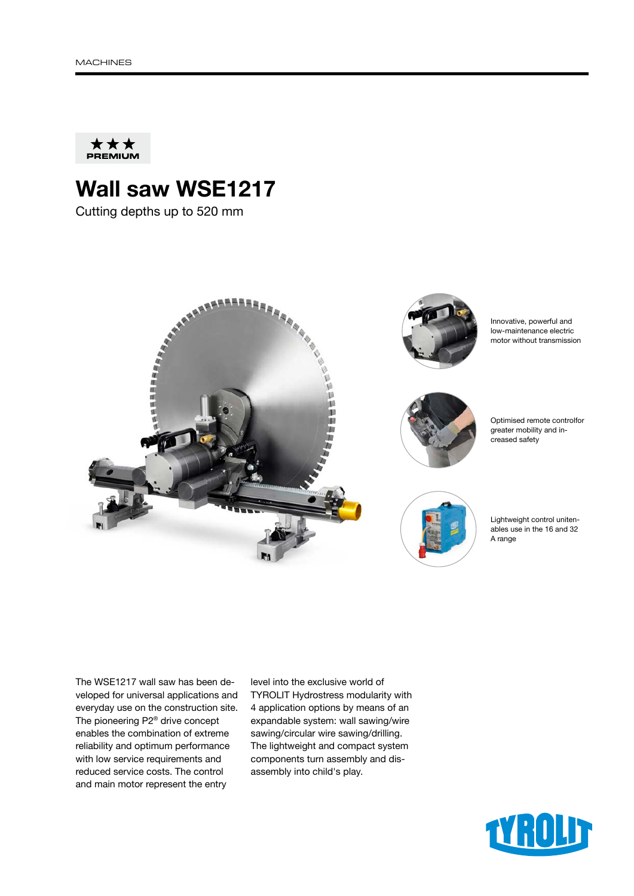MACHINES

★★★ PREMIUM

# Wall saw WSE1217

Cutting depths up to 520 mm

Innovative, powerful and low-maintenance electric motor without transmission

Optimised remote controlfor greater mobility and increased safety

Lightweight control unitenables use in the 16 and 32 A range

The WSE1217 wall saw has been developed for universal applications and everyday use on the construction site. The pioneering P2® drive concept enables the combination of extreme reliability and optimum performance with low service requirements and reduced service costs. The control and main motor represent the entry level into the exclusive world of TYROLIT Hydrostress modularity with 4 application options by means of an expandable system: wall sawing/wire sawing/circular wire sawing/drilling. The lightweight and compact system components turn assembly and disassembly into child's play.

TYROLIT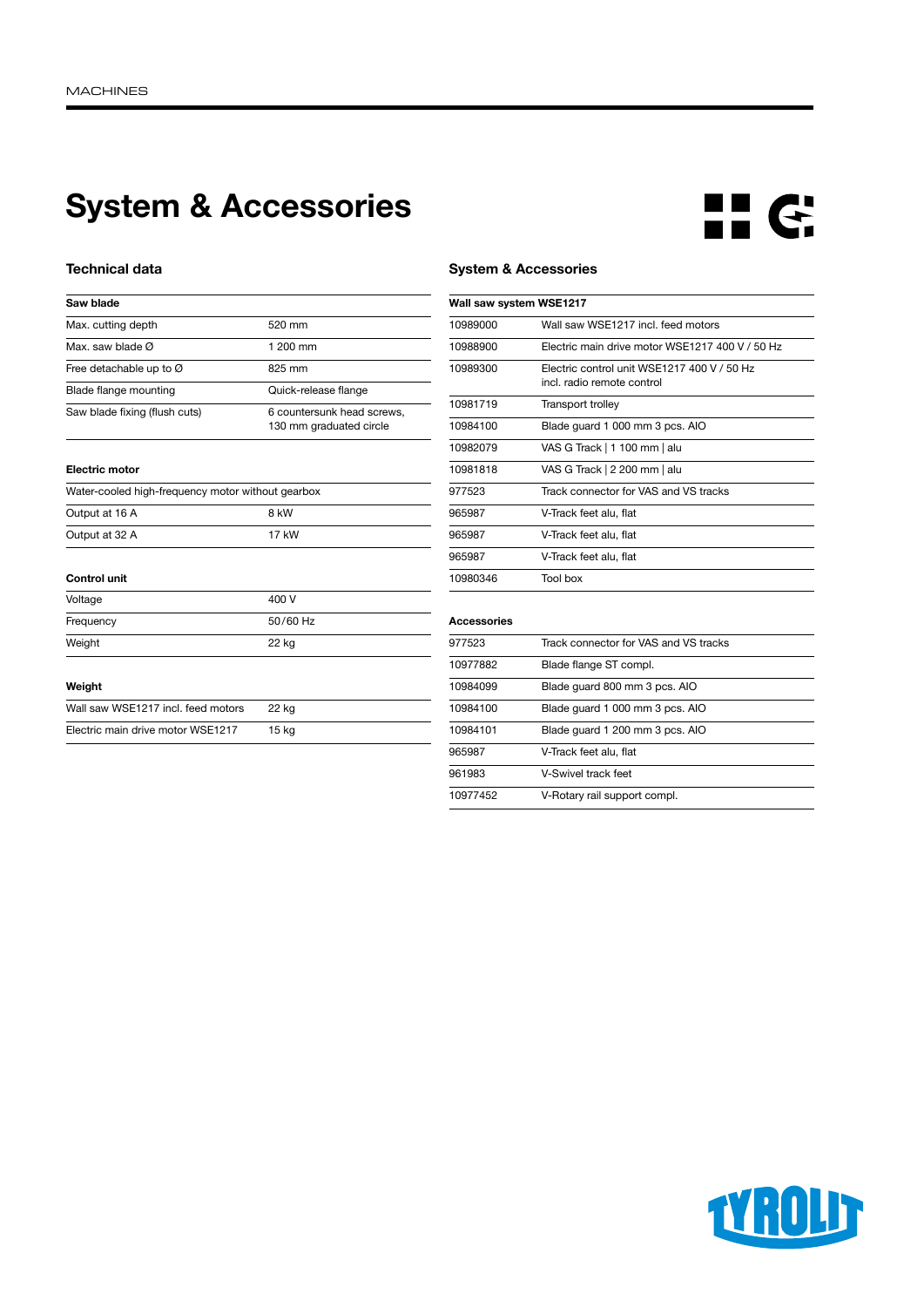# System & Accessories

## Technical data

| Saw blade | |
|---|---|
| Max. cutting depth | 520 mm |
| Max. saw blade Ø | 1 200 mm |
| Free detachable up to Ø | 825 mm |
| Blade flange mounting | Quick-release flange |
| Saw blade fixing (flush cuts) | 6 countersunk head screws, 130 mm graduated circle |

| Electric motor | |
|---|---|
| Water-cooled high-frequency motor without gearbox | |
| Output at 16 A | 8 kW |
| Output at 32 A | 17 kW |

| Control unit | |
|---|---|
| Voltage | 400 V |
| Frequency | 50/60 Hz |
| Weight | 22 kg |

| Weight | |
|---|---|
| Wall saw WSE1217 incl. feed motors | 22 kg |
| Electric main drive motor WSE1217 | 15 kg |

## System & Accessories

| Wall saw system WSE1217 | |
|---|---|
| 10989000 | Wall saw WSE1217 incl. feed motors |
| 10988900 | Electric main drive motor WSE1217 400 V / 50 Hz |
| 10989300 | Electric control unit WSE1217 400 V / 50 Hz incl. radio remote control |
| 10981719 | Transport trolley |
| 10984100 | Blade guard 1 000 mm 3 pcs. AIO |
| 10982079 | VAS G Track \| 1 100 mm \| alu |
| 10981818 | VAS G Track \| 2 200 mm \| alu |
| 977523 | Track connector for VAS and VS tracks |
| 965987 | V-Track feet alu, flat |
| 965987 | V-Track feet alu, flat |
| 965987 | V-Track feet alu, flat |
| 10980346 | Tool box |

| Accessories | |
|---|---|
| 977523 | Track connector for VAS and VS tracks |
| 10977882 | Blade flange ST compl. |
| 10984099 | Blade guard 800 mm 3 pcs. AIO |
| 10984100 | Blade guard 1 000 mm 3 pcs. AIO |
| 10984101 | Blade guard 1 200 mm 3 pcs. AIO |
| 965987 | V-Track feet alu, flat |
| 961983 | V-Swivel track feet |
| 10977452 | V-Rotary rail support compl. |